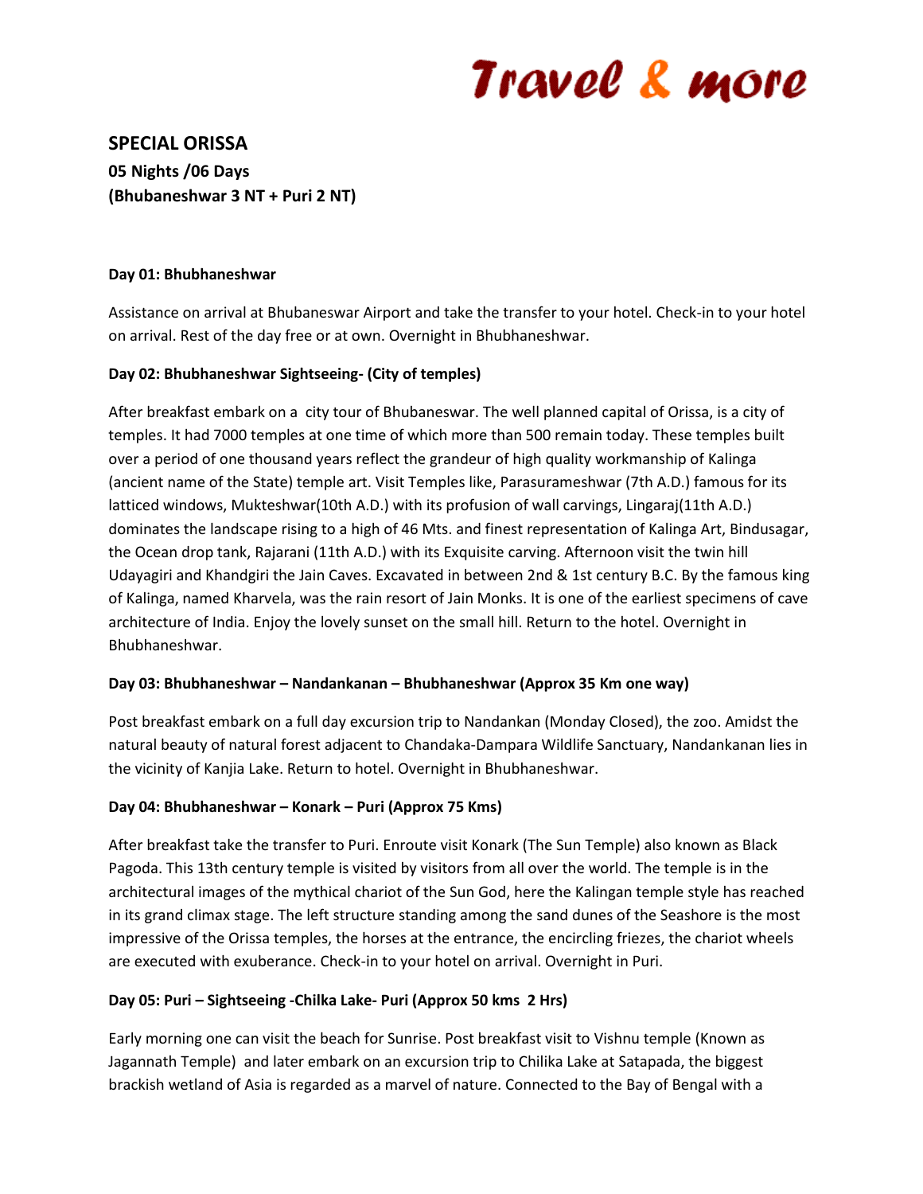# Travel & more

## SPECIAL ORISSA

**05 Nights /06 Days**
**(Bhubaneshwar 3 NT + Puri 2 NT)**

**Day 01: Bhubhaneshwar**

Assistance on arrival at Bhubaneswar Airport and take the transfer to your hotel. Check-in to your hotel on arrival. Rest of the day free or at own. Overnight in Bhubhaneshwar.

**Day 02: Bhubhaneshwar Sightseeing- (City of temples)**

After breakfast embark on a city tour of Bhubaneswar. The well planned capital of Orissa, is a city of temples. It had 7000 temples at one time of which more than 500 remain today. These temples built over a period of one thousand years reflect the grandeur of high quality workmanship of Kalinga (ancient name of the State) temple art. Visit Temples like, Parasurameshwar (7th A.D.) famous for its latticed windows, Mukteshwar(10th A.D.) with its profusion of wall carvings, Lingaraj(11th A.D.) dominates the landscape rising to a high of 46 Mts. and finest representation of Kalinga Art, Bindusagar, the Ocean drop tank, Rajarani (11th A.D.) with its Exquisite carving. Afternoon visit the twin hill Udayagiri and Khandgiri the Jain Caves. Excavated in between 2nd & 1st century B.C. By the famous king of Kalinga, named Kharvela, was the rain resort of Jain Monks. It is one of the earliest specimens of cave architecture of India. Enjoy the lovely sunset on the small hill. Return to the hotel. Overnight in Bhubhaneshwar.

**Day 03: Bhubhaneshwar – Nandankanan – Bhubhaneshwar (Approx 35 Km one way)**

Post breakfast embark on a full day excursion trip to Nandankan (Monday Closed), the zoo. Amidst the natural beauty of natural forest adjacent to Chandaka-Dampara Wildlife Sanctuary, Nandankanan lies in the vicinity of Kanjia Lake. Return to hotel. Overnight in Bhubhaneshwar.

**Day 04: Bhubhaneshwar – Konark – Puri (Approx 75 Kms)**

After breakfast take the transfer to Puri. Enroute visit Konark (The Sun Temple) also known as Black Pagoda. This 13th century temple is visited by visitors from all over the world. The temple is in the architectural images of the mythical chariot of the Sun God, here the Kalingan temple style has reached in its grand climax stage. The left structure standing among the sand dunes of the Seashore is the most impressive of the Orissa temples, the horses at the entrance, the encircling friezes, the chariot wheels are executed with exuberance. Check-in to your hotel on arrival. Overnight in Puri.

**Day 05: Puri – Sightseeing -Chilka Lake- Puri (Approx 50 kms 2 Hrs)**

Early morning one can visit the beach for Sunrise. Post breakfast visit to Vishnu temple (Known as Jagannath Temple) and later embark on an excursion trip to Chilika Lake at Satapada, the biggest brackish wetland of Asia is regarded as a marvel of nature. Connected to the Bay of Bengal with a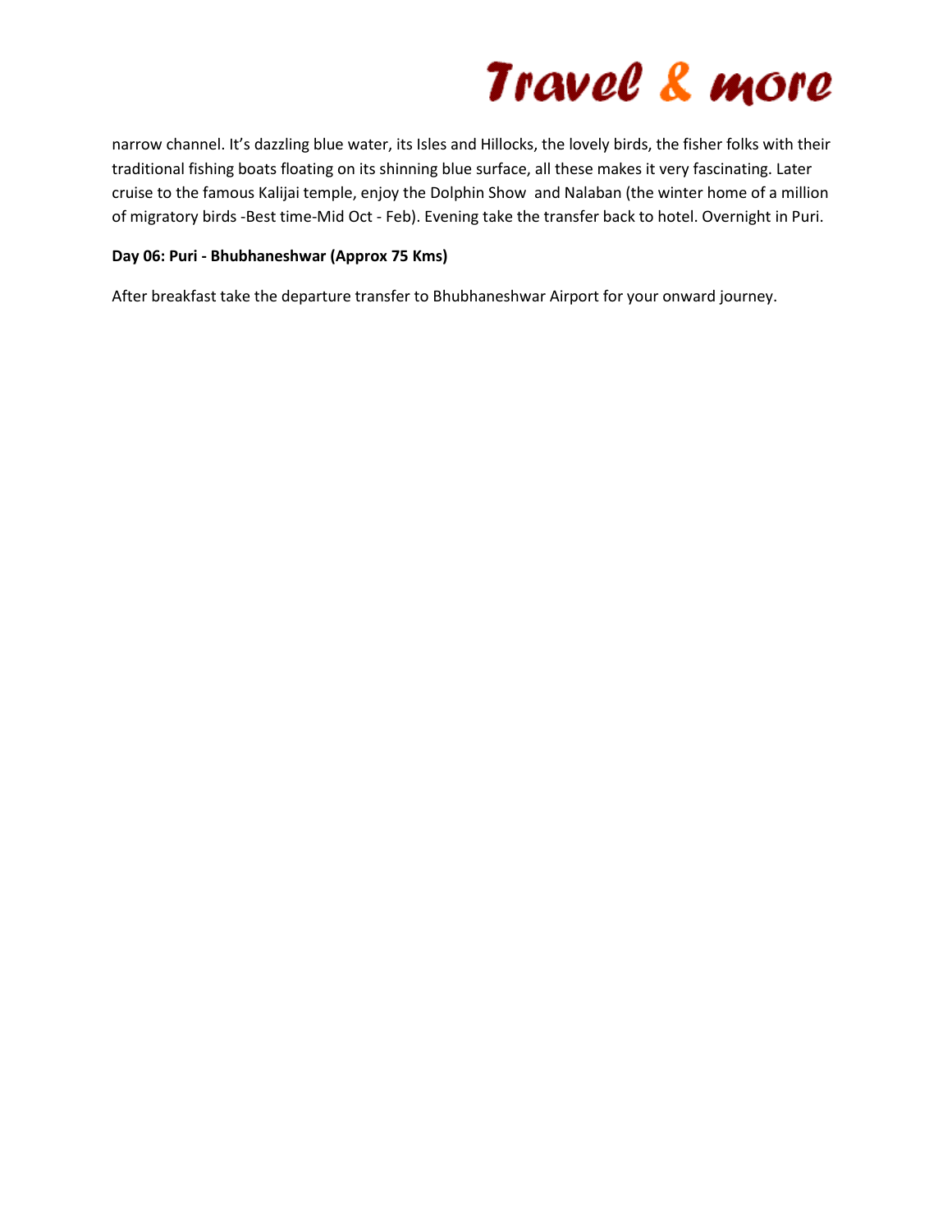narrow channel. It's dazzling blue water, its Isles and Hillocks, the lovely birds, the fisher folks with their traditional fishing boats floating on its shinning blue surface, all these makes it very fascinating. Later cruise to the famous Kalijai temple, enjoy the Dolphin Show and Nalaban (the winter home of a million of migratory birds -Best time-Mid Oct - Feb). Evening take the transfer back to hotel. Overnight in Puri.

**Day 06: Puri - Bhubhaneshwar (Approx 75 Kms)**

After breakfast take the departure transfer to Bhubhaneshwar Airport for your onward journey.